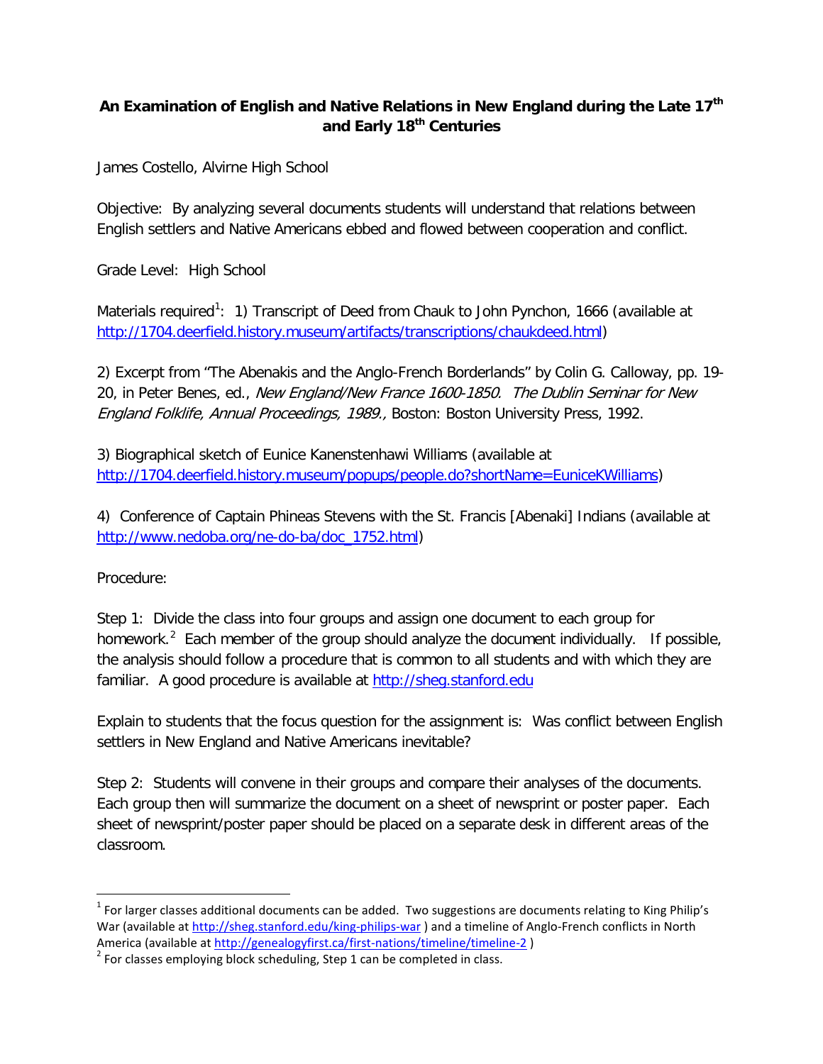# An Examination of English and Native Relations in New England during the Late 17th and Early 18th Centuries

James Costello, Alvirne High School

Objective: By analyzing several documents students will understand that relations between English settlers and Native Americans ebbed and flowed between cooperation and conflict.

Grade Level: High School

Materials required[1]: 1) Transcript of Deed from Chauk to John Pynchon, 1666 (available at http://1704.deerfield.history.museum/artifacts/transcriptions/chaukdeed.html)

2) Excerpt from "The Abenakis and the Anglo-French Borderlands" by Colin G. Calloway, pp. 19-20, in Peter Benes, ed., *New England/New France 1600-1850. The Dublin Seminar for New England Folklife, Annual Proceedings, 1989.,* Boston: Boston University Press, 1992.

3) Biographical sketch of Eunice Kanenstenhawi Williams (available at http://1704.deerfield.history.museum/popups/people.do?shortName=EuniceKWilliams)

4) Conference of Captain Phineas Stevens with the St. Francis [Abenaki] Indians (available at http://www.nedoba.org/ne-do-ba/doc_1752.html)

Procedure:

Step 1: Divide the class into four groups and assign one document to each group for homework.[2] Each member of the group should analyze the document individually. If possible, the analysis should follow a procedure that is common to all students and with which they are familiar. A good procedure is available at http://sheg.stanford.edu

Explain to students that the focus question for the assignment is: Was conflict between English settlers in New England and Native Americans inevitable?

Step 2: Students will convene in their groups and compare their analyses of the documents. Each group then will summarize the document on a sheet of newsprint or poster paper. Each sheet of newsprint/poster paper should be placed on a separate desk in different areas of the classroom.

---

[1] For larger classes additional documents can be added. Two suggestions are documents relating to King Philip's War (available at http://sheg.stanford.edu/king-philips-war ) and a timeline of Anglo-French conflicts in North America (available at http://genealogyfirst.ca/first-nations/timeline/timeline-2 )

[2] For classes employing block scheduling, Step 1 can be completed in class.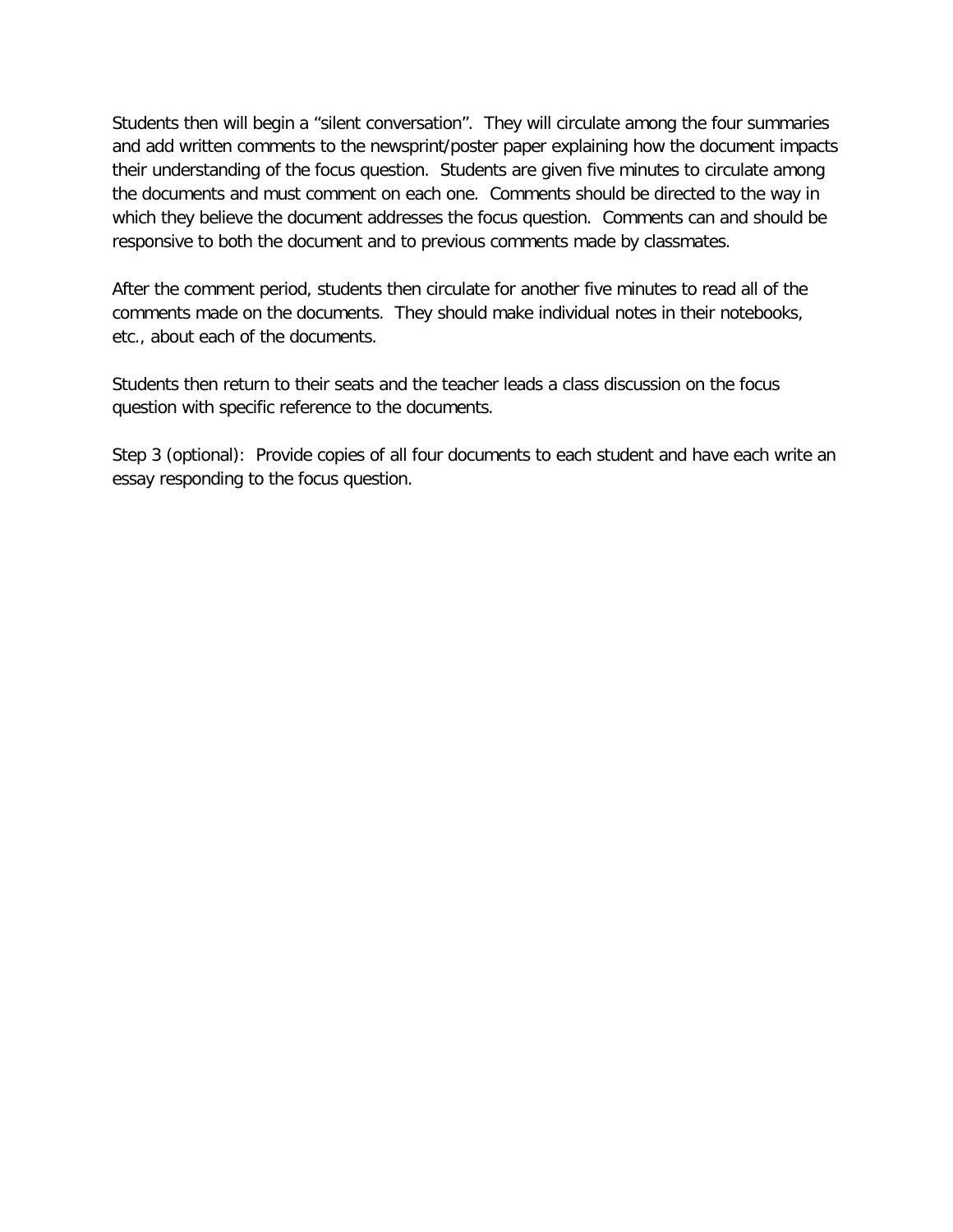Students then will begin a “silent conversation”. They will circulate among the four summaries and add written comments to the newsprint/poster paper explaining how the document impacts their understanding of the focus question. Students are given five minutes to circulate among the documents and must comment on each one. Comments should be directed to the way in which they believe the document addresses the focus question. Comments can and should be responsive to both the document and to previous comments made by classmates.

After the comment period, students then circulate for another five minutes to read all of the comments made on the documents. They should make individual notes in their notebooks, etc., about each of the documents.

Students then return to their seats and the teacher leads a class discussion on the focus question with specific reference to the documents.

Step 3 (optional): Provide copies of all four documents to each student and have each write an essay responding to the focus question.